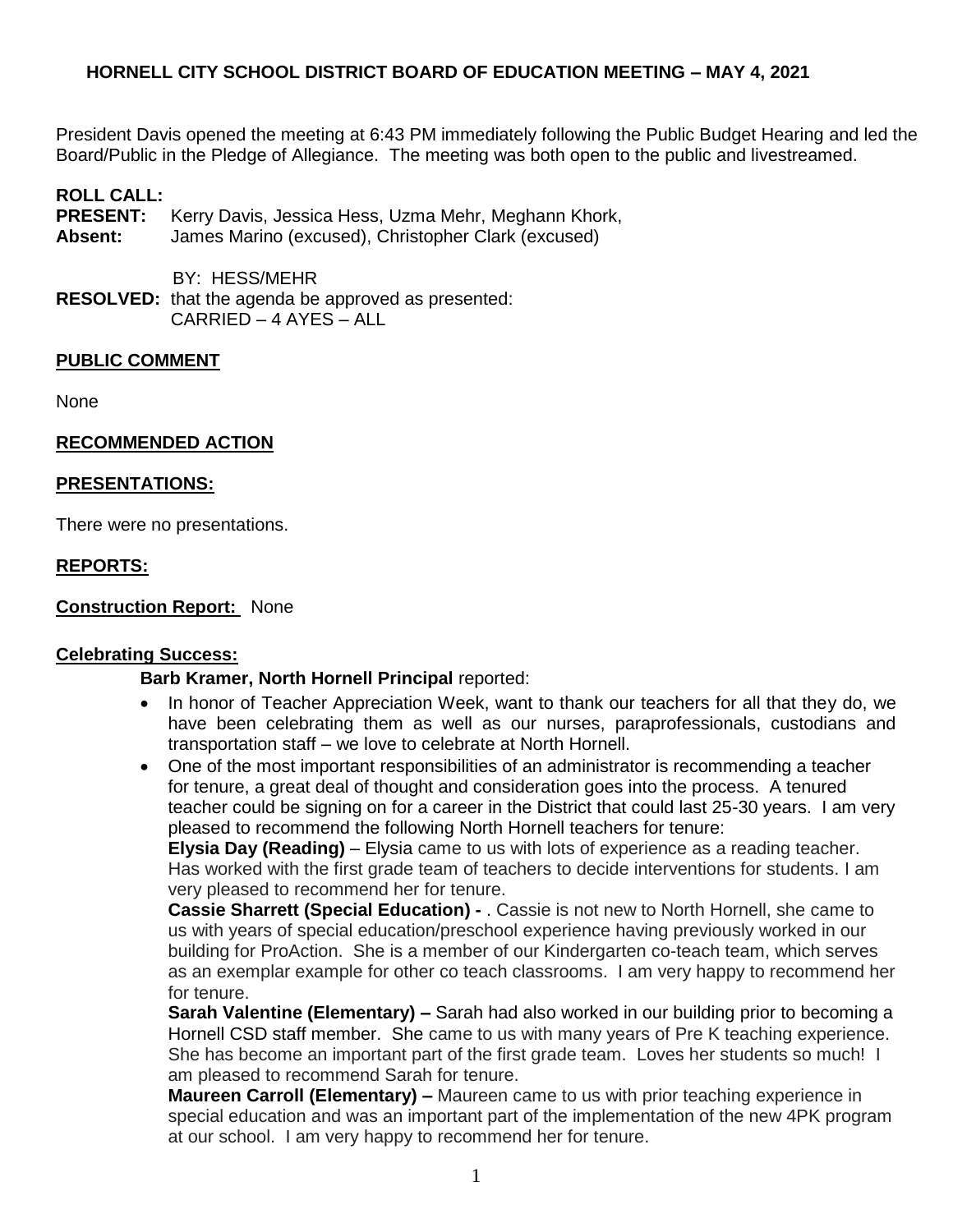## HORNELL CITY SCHOOL DISTRICT BOARD OF EDUCATION MEETING – MAY 4, 2021

President Davis opened the meeting at 6:43 PM immediately following the Public Budget Hearing and led the Board/Public in the Pledge of Allegiance. The meeting was both open to the public and livestreamed.

**ROLL CALL:**
**PRESENT:** Kerry Davis, Jessica Hess, Uzma Mehr, Meghann Khork,
**Absent:** James Marino (excused), Christopher Clark (excused)

BY: HESS/MEHR
**RESOLVED:** that the agenda be approved as presented:
CARRIED – 4 AYES – ALL

**PUBLIC COMMENT**

None

**RECOMMENDED ACTION**

**PRESENTATIONS:**

There were no presentations.

**REPORTS:**

**Construction Report:** None

**Celebrating Success:**

**Barb Kramer, North Hornell Principal** reported:

- In honor of Teacher Appreciation Week, want to thank our teachers for all that they do, we have been celebrating them as well as our nurses, paraprofessionals, custodians and transportation staff – we love to celebrate at North Hornell.
- One of the most important responsibilities of an administrator is recommending a teacher for tenure, a great deal of thought and consideration goes into the process. A tenured teacher could be signing on for a career in the District that could last 25-30 years. I am very pleased to recommend the following North Hornell teachers for tenure:

  **Elysia Day (Reading)** – Elysia came to us with lots of experience as a reading teacher. Has worked with the first grade team of teachers to decide interventions for students. I am very pleased to recommend her for tenure.

  **Cassie Sharrett (Special Education) -** . Cassie is not new to North Hornell, she came to us with years of special education/preschool experience having previously worked in our building for ProAction. She is a member of our Kindergarten co-teach team, which serves as an exemplar example for other co teach classrooms. I am very happy to recommend her for tenure.

  **Sarah Valentine (Elementary) –** Sarah had also worked in our building prior to becoming a Hornell CSD staff member. She came to us with many years of Pre K teaching experience. She has become an important part of the first grade team. Loves her students so much! I am pleased to recommend Sarah for tenure.

  **Maureen Carroll (Elementary) –** Maureen came to us with prior teaching experience in special education and was an important part of the implementation of the new 4PK program at our school. I am very happy to recommend her for tenure.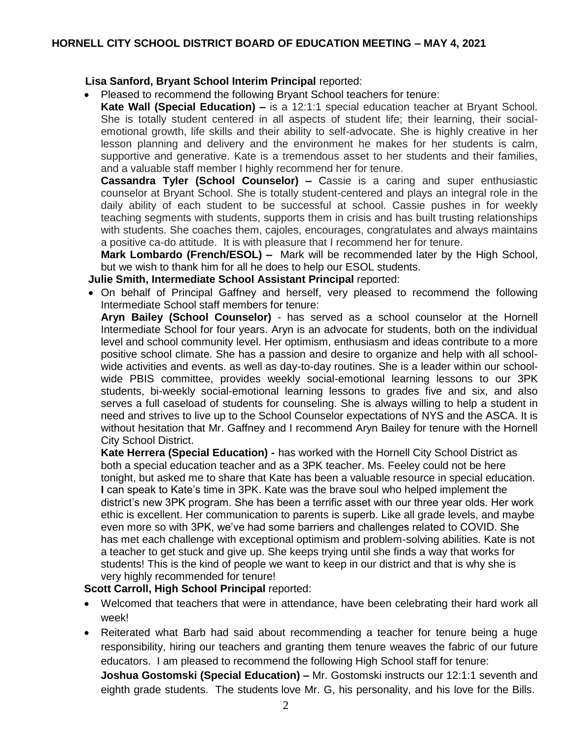**Lisa Sanford, Bryant School Interim Principal** reported:

- Pleased to recommend the following Bryant School teachers for tenure:

  **Kate Wall (Special Education) –** is a 12:1:1 special education teacher at Bryant School. She is totally student centered in all aspects of student life; their learning, their social-emotional growth, life skills and their ability to self-advocate. She is highly creative in her lesson planning and delivery and the environment he makes for her students is calm, supportive and generative. Kate is a tremendous asset to her students and their families, and a valuable staff member I highly recommend her for tenure.

  **Cassandra Tyler (School Counselor) –** Cassie is a caring and super enthusiastic counselor at Bryant School. She is totally student-centered and plays an integral role in the daily ability of each student to be successful at school. Cassie pushes in for weekly teaching segments with students, supports them in crisis and has built trusting relationships with students. She coaches them, cajoles, encourages, congratulates and always maintains a positive ca-do attitude. It is with pleasure that I recommend her for tenure.

  **Mark Lombardo (French/ESOL) –** Mark will be recommended later by the High School, but we wish to thank him for all he does to help our ESOL students.

**Julie Smith, Intermediate School Assistant Principal** reported:

- On behalf of Principal Gaffney and herself, very pleased to recommend the following Intermediate School staff members for tenure:

  **Aryn Bailey (School Counselor)** - has served as a school counselor at the Hornell Intermediate School for four years. Aryn is an advocate for students, both on the individual level and school community level. Her optimism, enthusiasm and ideas contribute to a more positive school climate. She has a passion and desire to organize and help with all school-wide activities and events. as well as day-to-day routines. She is a leader within our school-wide PBIS committee, provides weekly social-emotional learning lessons to our 3PK students, bi-weekly social-emotional learning lessons to grades five and six, and also serves a full caseload of students for counseling. She is always willing to help a student in need and strives to live up to the School Counselor expectations of NYS and the ASCA. It is without hesitation that Mr. Gaffney and I recommend Aryn Bailey for tenure with the Hornell City School District.

  **Kate Herrera (Special Education) -** has worked with the Hornell City School District as both a special education teacher and as a 3PK teacher. Ms. Feeley could not be here tonight, but asked me to share that Kate has been a valuable resource in special education. **I** can speak to Kate's time in 3PK. Kate was the brave soul who helped implement the district's new 3PK program. She has been a terrific asset with our three year olds. Her work ethic is excellent. Her communication to parents is superb. Like all grade levels, and maybe even more so with 3PK, we've had some barriers and challenges related to COVID. She has met each challenge with exceptional optimism and problem-solving abilities. Kate is not a teacher to get stuck and give up. She keeps trying until she finds a way that works for students! This is the kind of people we want to keep in our district and that is why she is very highly recommended for tenure!

**Scott Carroll, High School Principal** reported:

- Welcomed that teachers that were in attendance, have been celebrating their hard work all week!
- Reiterated what Barb had said about recommending a teacher for tenure being a huge responsibility, hiring our teachers and granting them tenure weaves the fabric of our future educators. I am pleased to recommend the following High School staff for tenure:

  **Joshua Gostomski (Special Education) –** Mr. Gostomski instructs our 12:1:1 seventh and eighth grade students. The students love Mr. G, his personality, and his love for the Bills.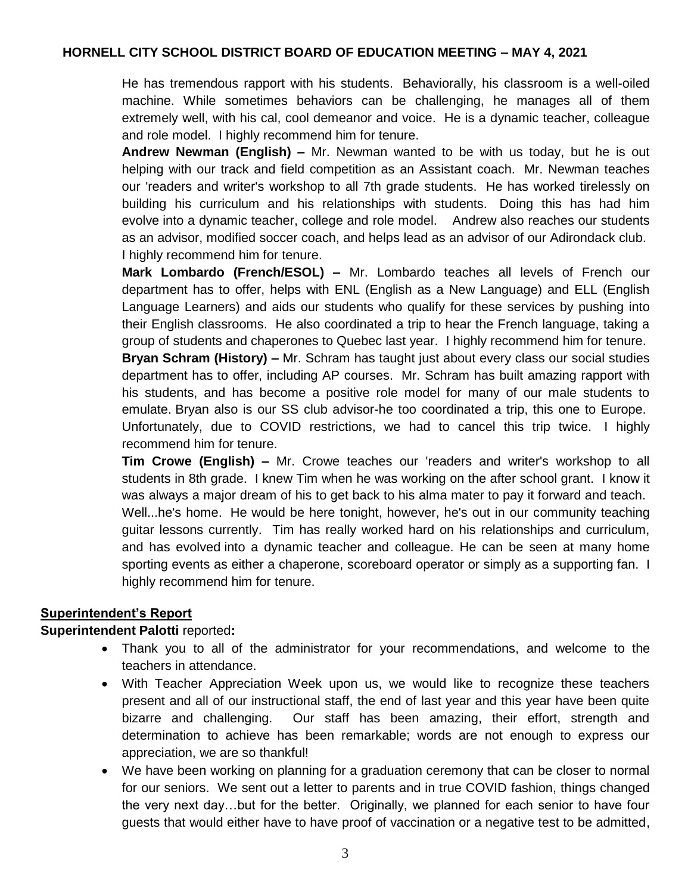He has tremendous rapport with his students. Behaviorally, his classroom is a well-oiled machine. While sometimes behaviors can be challenging, he manages all of them extremely well, with his cal, cool demeanor and voice. He is a dynamic teacher, colleague and role model. I highly recommend him for tenure.

**Andrew Newman (English) –** Mr. Newman wanted to be with us today, but he is out helping with our track and field competition as an Assistant coach. Mr. Newman teaches our 'readers and writer's workshop to all 7th grade students. He has worked tirelessly on building his curriculum and his relationships with students. Doing this has had him evolve into a dynamic teacher, college and role model. Andrew also reaches our students as an advisor, modified soccer coach, and helps lead as an advisor of our Adirondack club. I highly recommend him for tenure.

**Mark Lombardo (French/ESOL) –** Mr. Lombardo teaches all levels of French our department has to offer, helps with ENL (English as a New Language) and ELL (English Language Learners) and aids our students who qualify for these services by pushing into their English classrooms. He also coordinated a trip to hear the French language, taking a group of students and chaperones to Quebec last year. I highly recommend him for tenure.

**Bryan Schram (History) –** Mr. Schram has taught just about every class our social studies department has to offer, including AP courses. Mr. Schram has built amazing rapport with his students, and has become a positive role model for many of our male students to emulate. Bryan also is our SS club advisor-he too coordinated a trip, this one to Europe. Unfortunately, due to COVID restrictions, we had to cancel this trip twice. I highly recommend him for tenure.

**Tim Crowe (English) –** Mr. Crowe teaches our 'readers and writer's workshop to all students in 8th grade. I knew Tim when he was working on the after school grant. I know it was always a major dream of his to get back to his alma mater to pay it forward and teach. Well...he's home. He would be here tonight, however, he's out in our community teaching guitar lessons currently. Tim has really worked hard on his relationships and curriculum, and has evolved into a dynamic teacher and colleague. He can be seen at many home sporting events as either a chaperone, scoreboard operator or simply as a supporting fan. I highly recommend him for tenure.

## Superintendent's Report

**Superintendent Palotti** reported**:**

- Thank you to all of the administrator for your recommendations, and welcome to the teachers in attendance.
- With Teacher Appreciation Week upon us, we would like to recognize these teachers present and all of our instructional staff, the end of last year and this year have been quite bizarre and challenging. Our staff has been amazing, their effort, strength and determination to achieve has been remarkable; words are not enough to express our appreciation, we are so thankful!
- We have been working on planning for a graduation ceremony that can be closer to normal for our seniors. We sent out a letter to parents and in true COVID fashion, things changed the very next day…but for the better. Originally, we planned for each senior to have four guests that would either have to have proof of vaccination or a negative test to be admitted,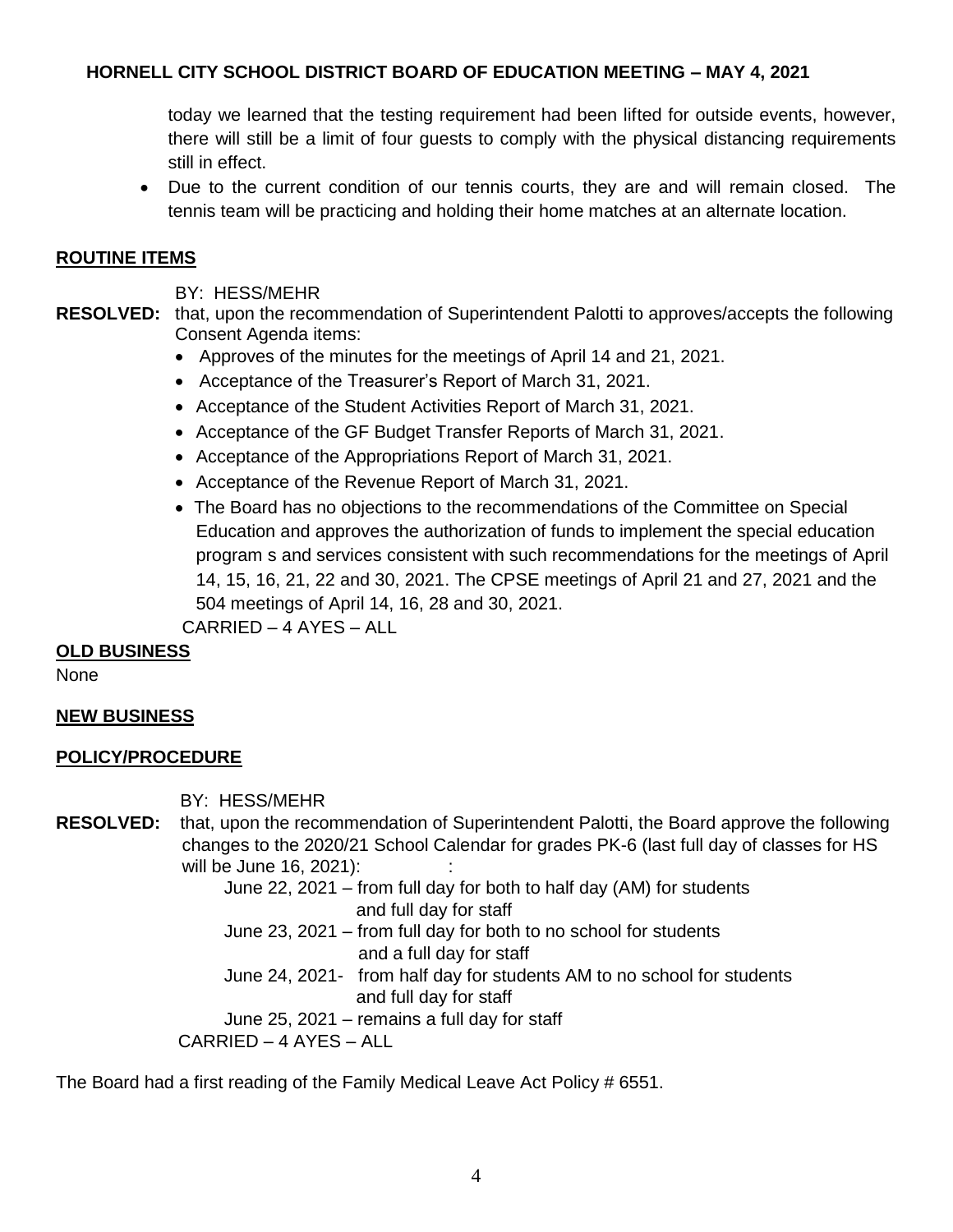today we learned that the testing requirement had been lifted for outside events, however, there will still be a limit of four guests to comply with the physical distancing requirements still in effect.

- Due to the current condition of our tennis courts, they are and will remain closed. The tennis team will be practicing and holding their home matches at an alternate location.

## ROUTINE ITEMS

BY: HESS/MEHR

**RESOLVED:** that, upon the recommendation of Superintendent Palotti to approves/accepts the following Consent Agenda items:

- Approves of the minutes for the meetings of April 14 and 21, 2021.
- Acceptance of the Treasurer's Report of March 31, 2021.
- Acceptance of the Student Activities Report of March 31, 2021.
- Acceptance of the GF Budget Transfer Reports of March 31, 2021.
- Acceptance of the Appropriations Report of March 31, 2021.
- Acceptance of the Revenue Report of March 31, 2021.
- The Board has no objections to the recommendations of the Committee on Special Education and approves the authorization of funds to implement the special education program s and services consistent with such recommendations for the meetings of April 14, 15, 16, 21, 22 and 30, 2021. The CPSE meetings of April 21 and 27, 2021 and the 504 meetings of April 14, 16, 28 and 30, 2021.

CARRIED – 4 AYES – ALL

## OLD BUSINESS

None

## NEW BUSINESS

## POLICY/PROCEDURE

BY: HESS/MEHR

**RESOLVED:** that, upon the recommendation of Superintendent Palotti, the Board approve the following changes to the 2020/21 School Calendar for grades PK-6 (last full day of classes for HS will be June 16, 2021): :

June 22, 2021 – from full day for both to half day (AM) for students and full day for staff
June 23, 2021 – from full day for both to no school for students and a full day for staff
June 24, 2021- from half day for students AM to no school for students and full day for staff
June 25, 2021 – remains a full day for staff

CARRIED – 4 AYES – ALL

The Board had a first reading of the Family Medical Leave Act Policy # 6551.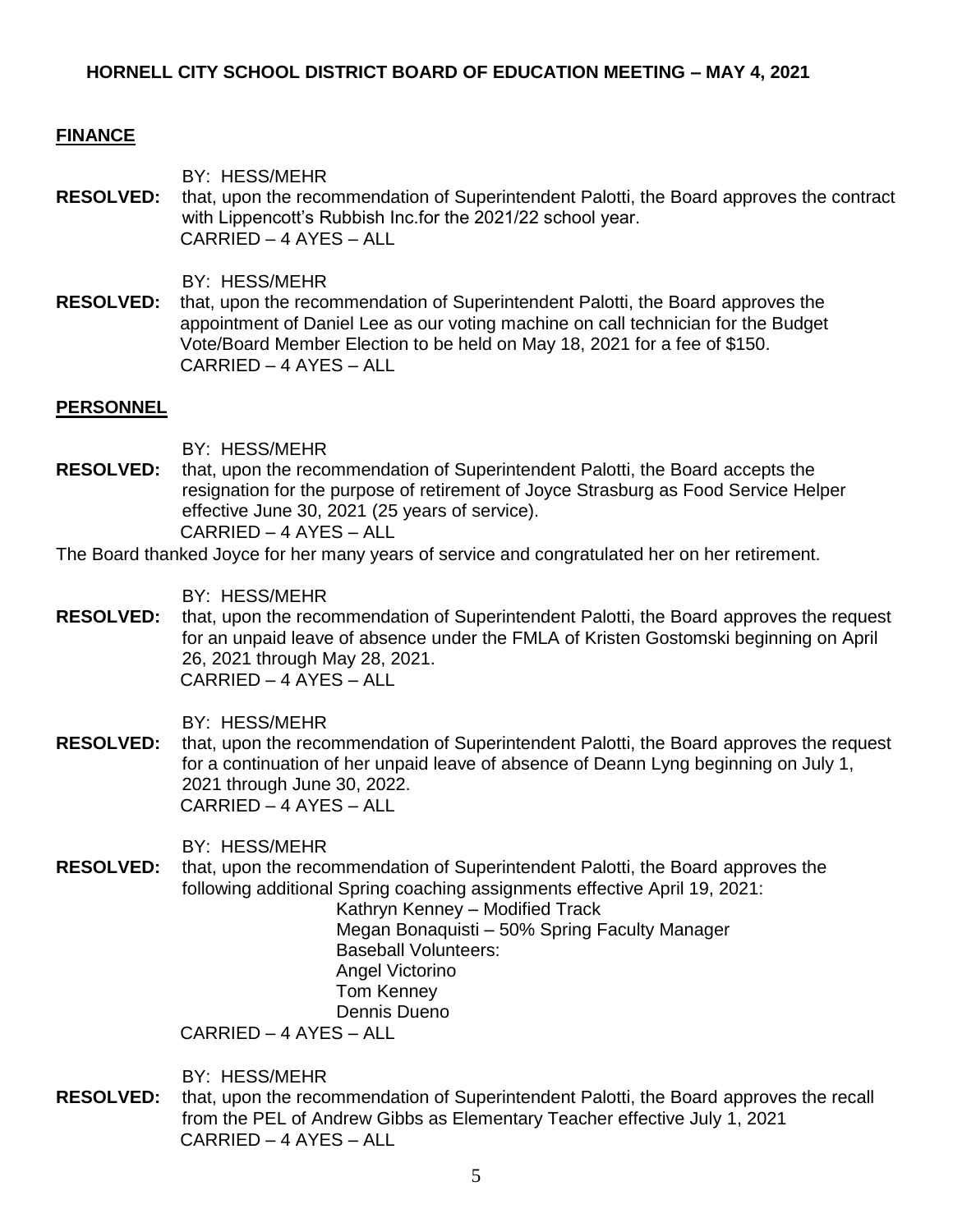**HORNELL CITY SCHOOL DISTRICT BOARD OF EDUCATION MEETING – MAY 4, 2021**

## FINANCE

BY: HESS/MEHR

**RESOLVED:** that, upon the recommendation of Superintendent Palotti, the Board approves the contract with Lippencott's Rubbish Inc.for the 2021/22 school year.
CARRIED – 4 AYES – ALL

BY: HESS/MEHR

**RESOLVED:** that, upon the recommendation of Superintendent Palotti, the Board approves the appointment of Daniel Lee as our voting machine on call technician for the Budget Vote/Board Member Election to be held on May 18, 2021 for a fee of $150.
CARRIED – 4 AYES – ALL

## PERSONNEL

BY: HESS/MEHR

**RESOLVED:** that, upon the recommendation of Superintendent Palotti, the Board accepts the resignation for the purpose of retirement of Joyce Strasburg as Food Service Helper effective June 30, 2021 (25 years of service).
CARRIED – 4 AYES – ALL

The Board thanked Joyce for her many years of service and congratulated her on her retirement.

BY: HESS/MEHR

**RESOLVED:** that, upon the recommendation of Superintendent Palotti, the Board approves the request for an unpaid leave of absence under the FMLA of Kristen Gostomski beginning on April 26, 2021 through May 28, 2021.
CARRIED – 4 AYES – ALL

BY: HESS/MEHR

**RESOLVED:** that, upon the recommendation of Superintendent Palotti, the Board approves the request for a continuation of her unpaid leave of absence of Deann Lyng beginning on July 1, 2021 through June 30, 2022.
CARRIED – 4 AYES – ALL

BY: HESS/MEHR

**RESOLVED:** that, upon the recommendation of Superintendent Palotti, the Board approves the following additional Spring coaching assignments effective April 19, 2021:

Kathryn Kenney – Modified Track
Megan Bonaquisti – 50% Spring Faculty Manager
Baseball Volunteers:
Angel Victorino
Tom Kenney
Dennis Dueno

CARRIED – 4 AYES – ALL

BY: HESS/MEHR

**RESOLVED:** that, upon the recommendation of Superintendent Palotti, the Board approves the recall from the PEL of Andrew Gibbs as Elementary Teacher effective July 1, 2021
CARRIED – 4 AYES – ALL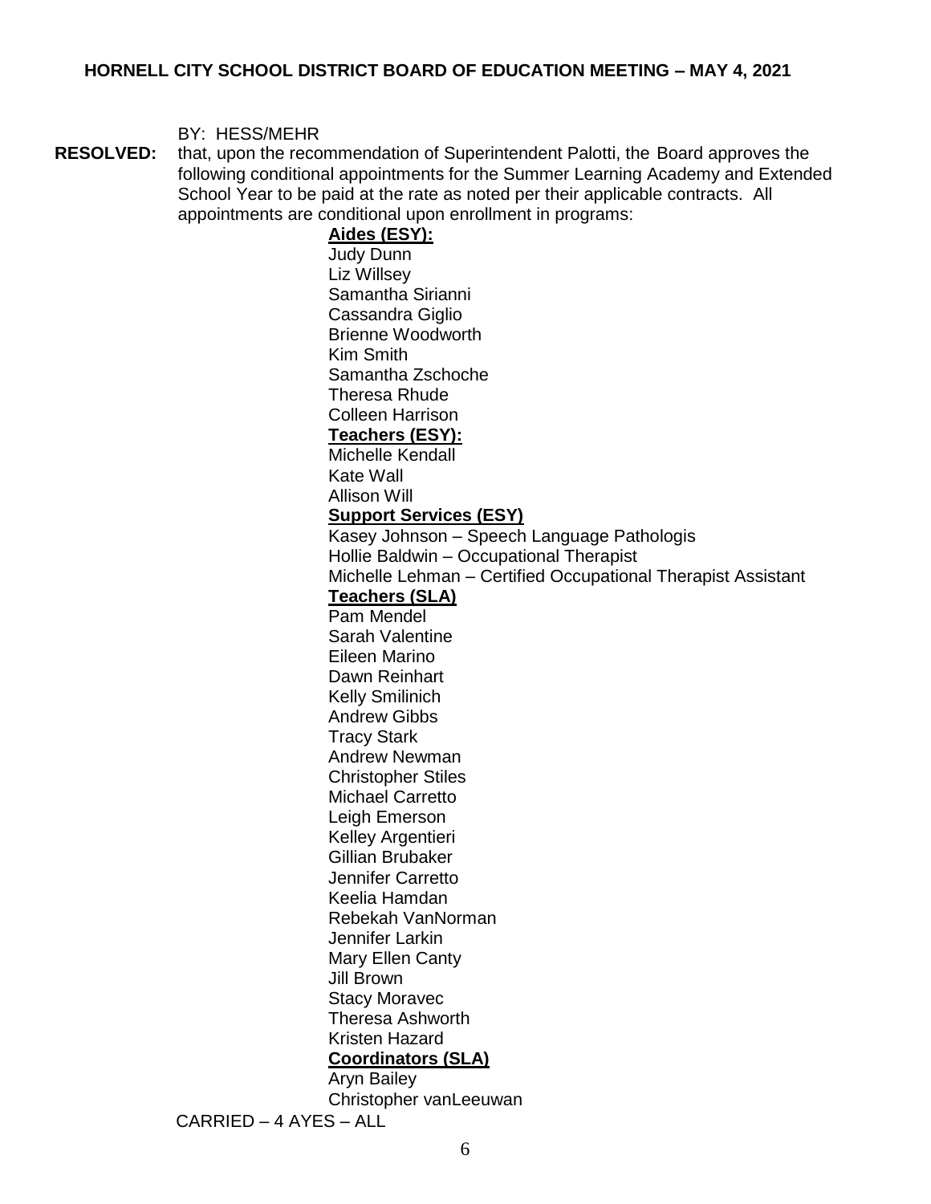BY: HESS/MEHR

**RESOLVED:** that, upon the recommendation of Superintendent Palotti, the Board approves the following conditional appointments for the Summer Learning Academy and Extended School Year to be paid at the rate as noted per their applicable contracts. All appointments are conditional upon enrollment in programs:

**Aides (ESY):**
Judy Dunn
Liz Willsey
Samantha Sirianni
Cassandra Giglio
Brienne Woodworth
Kim Smith
Samantha Zschoche
Theresa Rhude
Colleen Harrison

**Teachers (ESY):**
Michelle Kendall
Kate Wall
Allison Will

**Support Services (ESY)**
Kasey Johnson – Speech Language Pathologis
Hollie Baldwin – Occupational Therapist
Michelle Lehman – Certified Occupational Therapist Assistant

**Teachers (SLA)**
Pam Mendel
Sarah Valentine
Eileen Marino
Dawn Reinhart
Kelly Smilinich
Andrew Gibbs
Tracy Stark
Andrew Newman
Christopher Stiles
Michael Carretto
Leigh Emerson
Kelley Argentieri
Gillian Brubaker
Jennifer Carretto
Keelia Hamdan
Rebekah VanNorman
Jennifer Larkin
Mary Ellen Canty
Jill Brown
Stacy Moravec
Theresa Ashworth
Kristen Hazard

**Coordinators (SLA)**
Aryn Bailey
Christopher vanLeeuwan

CARRIED – 4 AYES – ALL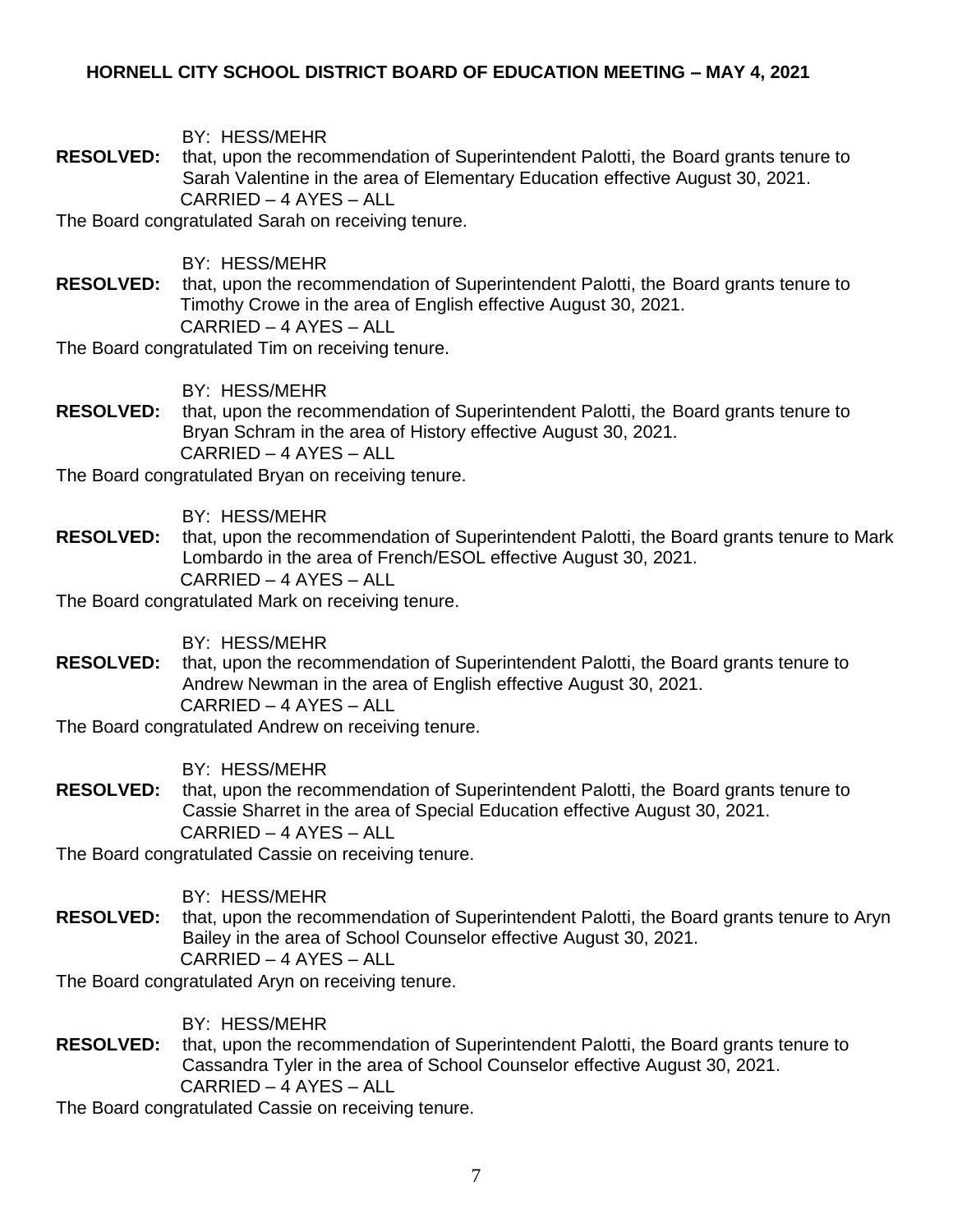BY: HESS/MEHR

**RESOLVED:** that, upon the recommendation of Superintendent Palotti, the Board grants tenure to Sarah Valentine in the area of Elementary Education effective August 30, 2021.
CARRIED – 4 AYES – ALL

The Board congratulated Sarah on receiving tenure.

BY: HESS/MEHR

**RESOLVED:** that, upon the recommendation of Superintendent Palotti, the Board grants tenure to Timothy Crowe in the area of English effective August 30, 2021.
CARRIED – 4 AYES – ALL

The Board congratulated Tim on receiving tenure.

BY: HESS/MEHR

**RESOLVED:** that, upon the recommendation of Superintendent Palotti, the Board grants tenure to Bryan Schram in the area of History effective August 30, 2021.
CARRIED – 4 AYES – ALL

The Board congratulated Bryan on receiving tenure.

BY: HESS/MEHR

**RESOLVED:** that, upon the recommendation of Superintendent Palotti, the Board grants tenure to Mark Lombardo in the area of French/ESOL effective August 30, 2021.
CARRIED – 4 AYES – ALL

The Board congratulated Mark on receiving tenure.

BY: HESS/MEHR

**RESOLVED:** that, upon the recommendation of Superintendent Palotti, the Board grants tenure to Andrew Newman in the area of English effective August 30, 2021.
CARRIED – 4 AYES – ALL

The Board congratulated Andrew on receiving tenure.

BY: HESS/MEHR

**RESOLVED:** that, upon the recommendation of Superintendent Palotti, the Board grants tenure to Cassie Sharret in the area of Special Education effective August 30, 2021.
CARRIED – 4 AYES – ALL

The Board congratulated Cassie on receiving tenure.

BY: HESS/MEHR

**RESOLVED:** that, upon the recommendation of Superintendent Palotti, the Board grants tenure to Aryn Bailey in the area of School Counselor effective August 30, 2021.
CARRIED – 4 AYES – ALL

The Board congratulated Aryn on receiving tenure.

BY: HESS/MEHR

**RESOLVED:** that, upon the recommendation of Superintendent Palotti, the Board grants tenure to Cassandra Tyler in the area of School Counselor effective August 30, 2021.
CARRIED – 4 AYES – ALL

The Board congratulated Cassie on receiving tenure.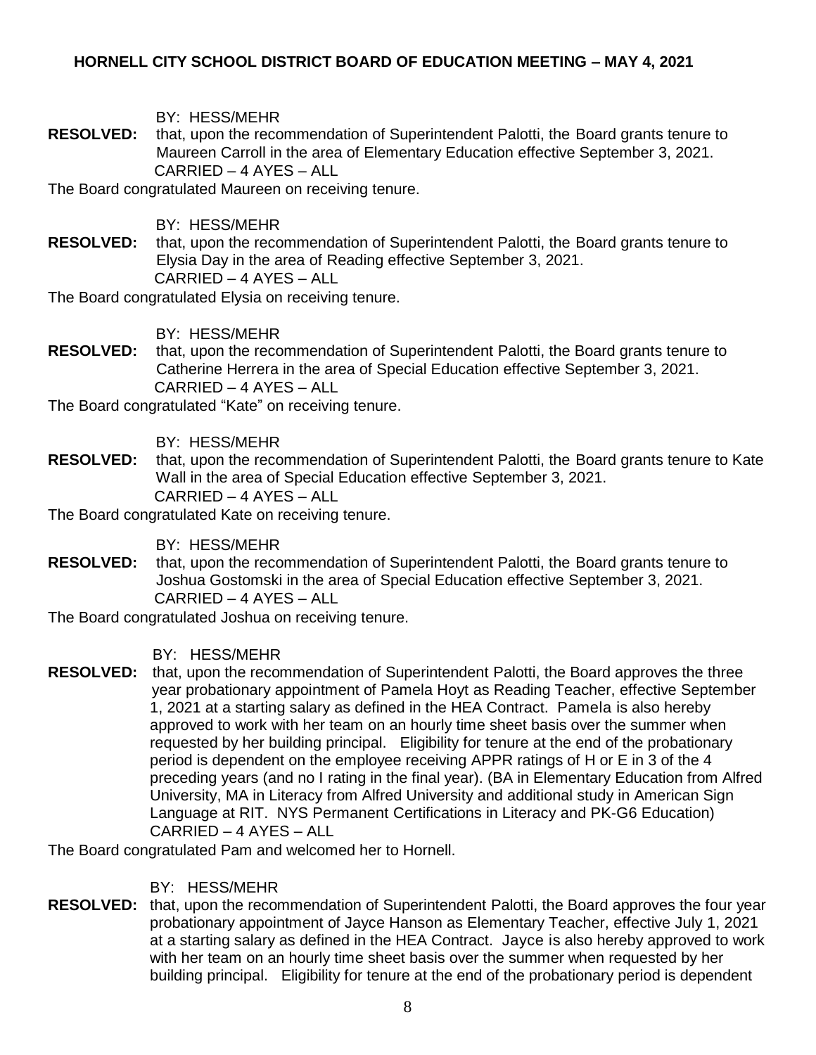BY: HESS/MEHR

**RESOLVED:** that, upon the recommendation of Superintendent Palotti, the Board grants tenure to Maureen Carroll in the area of Elementary Education effective September 3, 2021.
CARRIED – 4 AYES – ALL

The Board congratulated Maureen on receiving tenure.

BY: HESS/MEHR

**RESOLVED:** that, upon the recommendation of Superintendent Palotti, the Board grants tenure to Elysia Day in the area of Reading effective September 3, 2021.
CARRIED – 4 AYES – ALL

The Board congratulated Elysia on receiving tenure.

BY: HESS/MEHR

**RESOLVED:** that, upon the recommendation of Superintendent Palotti, the Board grants tenure to Catherine Herrera in the area of Special Education effective September 3, 2021.
CARRIED – 4 AYES – ALL

The Board congratulated "Kate" on receiving tenure.

BY: HESS/MEHR

**RESOLVED:** that, upon the recommendation of Superintendent Palotti, the Board grants tenure to Kate Wall in the area of Special Education effective September 3, 2021.
CARRIED – 4 AYES – ALL

The Board congratulated Kate on receiving tenure.

BY: HESS/MEHR

**RESOLVED:** that, upon the recommendation of Superintendent Palotti, the Board grants tenure to Joshua Gostomski in the area of Special Education effective September 3, 2021.
CARRIED – 4 AYES – ALL

The Board congratulated Joshua on receiving tenure.

BY: HESS/MEHR

**RESOLVED:** that, upon the recommendation of Superintendent Palotti, the Board approves the three year probationary appointment of Pamela Hoyt as Reading Teacher, effective September 1, 2021 at a starting salary as defined in the HEA Contract. Pamela is also hereby approved to work with her team on an hourly time sheet basis over the summer when requested by her building principal. Eligibility for tenure at the end of the probationary period is dependent on the employee receiving APPR ratings of H or E in 3 of the 4 preceding years (and no I rating in the final year). (BA in Elementary Education from Alfred University, MA in Literacy from Alfred University and additional study in American Sign Language at RIT. NYS Permanent Certifications in Literacy and PK-G6 Education)
CARRIED – 4 AYES – ALL

The Board congratulated Pam and welcomed her to Hornell.

BY: HESS/MEHR

**RESOLVED:** that, upon the recommendation of Superintendent Palotti, the Board approves the four year probationary appointment of Jayce Hanson as Elementary Teacher, effective July 1, 2021 at a starting salary as defined in the HEA Contract. Jayce is also hereby approved to work with her team on an hourly time sheet basis over the summer when requested by her building principal. Eligibility for tenure at the end of the probationary period is dependent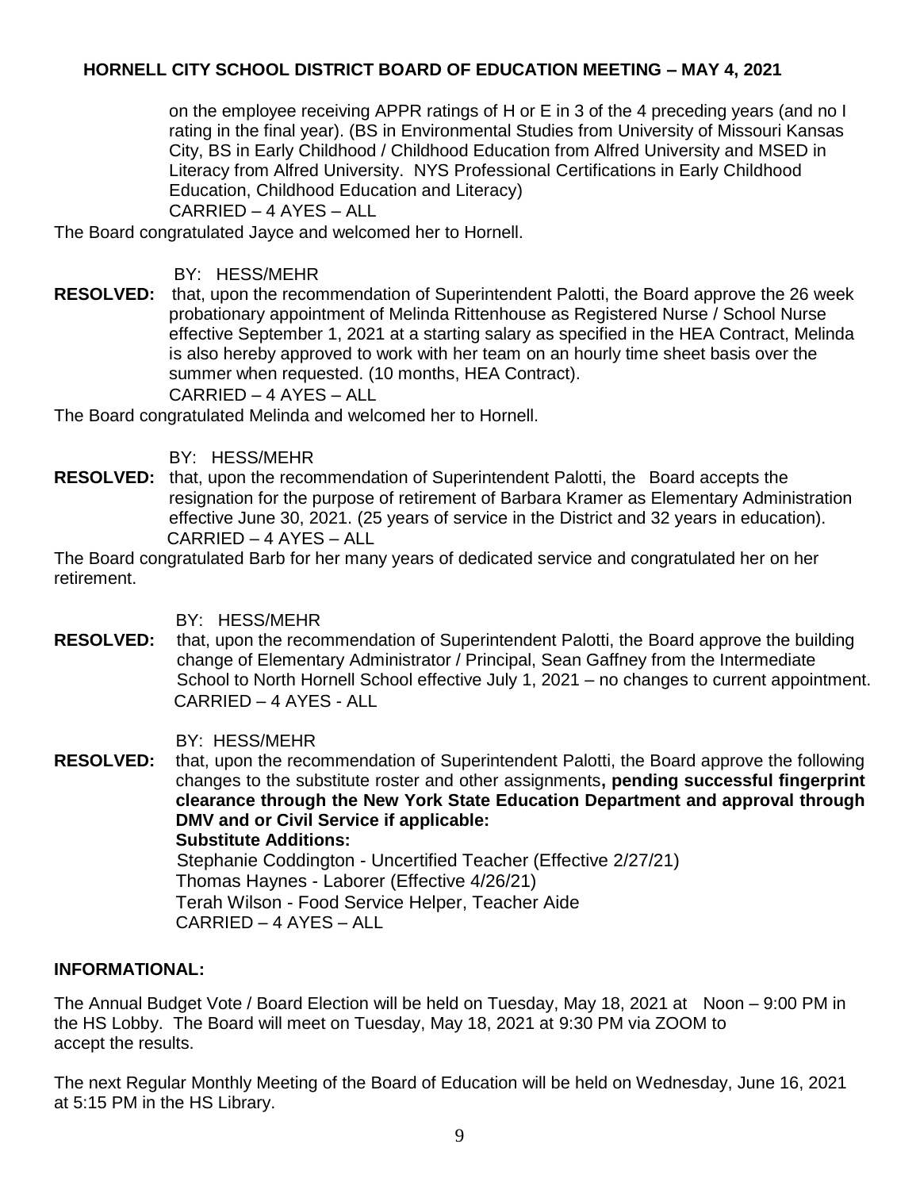on the employee receiving APPR ratings of H or E in 3 of the 4 preceding years (and no I rating in the final year). (BS in Environmental Studies from University of Missouri Kansas City, BS in Early Childhood / Childhood Education from Alfred University and MSED in Literacy from Alfred University. NYS Professional Certifications in Early Childhood Education, Childhood Education and Literacy)
CARRIED – 4 AYES – ALL

The Board congratulated Jayce and welcomed her to Hornell.

BY: HESS/MEHR

**RESOLVED:** that, upon the recommendation of Superintendent Palotti, the Board approve the 26 week probationary appointment of Melinda Rittenhouse as Registered Nurse / School Nurse effective September 1, 2021 at a starting salary as specified in the HEA Contract, Melinda is also hereby approved to work with her team on an hourly time sheet basis over the summer when requested. (10 months, HEA Contract).
CARRIED – 4 AYES – ALL

The Board congratulated Melinda and welcomed her to Hornell.

BY: HESS/MEHR

**RESOLVED:** that, upon the recommendation of Superintendent Palotti, the Board accepts the resignation for the purpose of retirement of Barbara Kramer as Elementary Administration effective June 30, 2021. (25 years of service in the District and 32 years in education).
CARRIED – 4 AYES – ALL

The Board congratulated Barb for her many years of dedicated service and congratulated her on her retirement.

BY: HESS/MEHR

**RESOLVED:** that, upon the recommendation of Superintendent Palotti, the Board approve the building change of Elementary Administrator / Principal, Sean Gaffney from the Intermediate School to North Hornell School effective July 1, 2021 – no changes to current appointment.
CARRIED – 4 AYES - ALL

BY: HESS/MEHR

**RESOLVED:** that, upon the recommendation of Superintendent Palotti, the Board approve the following changes to the substitute roster and other assignments**, pending successful fingerprint clearance through the New York State Education Department and approval through DMV and or Civil Service if applicable:**

**Substitute Additions:**

Stephanie Coddington - Uncertified Teacher (Effective 2/27/21)
Thomas Haynes - Laborer (Effective 4/26/21)
Terah Wilson - Food Service Helper, Teacher Aide
CARRIED – 4 AYES – ALL

**INFORMATIONAL:**

The Annual Budget Vote / Board Election will be held on Tuesday, May 18, 2021 at Noon – 9:00 PM in the HS Lobby. The Board will meet on Tuesday, May 18, 2021 at 9:30 PM via ZOOM to accept the results.

The next Regular Monthly Meeting of the Board of Education will be held on Wednesday, June 16, 2021 at 5:15 PM in the HS Library.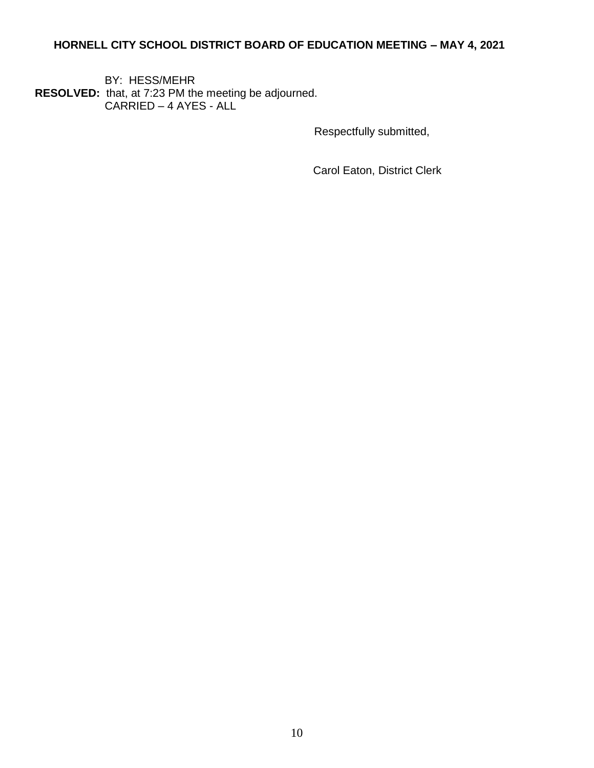BY: HESS/MEHR

**RESOLVED:** that, at 7:23 PM the meeting be adjourned.
CARRIED – 4 AYES - ALL

Respectfully submitted,

Carol Eaton, District Clerk